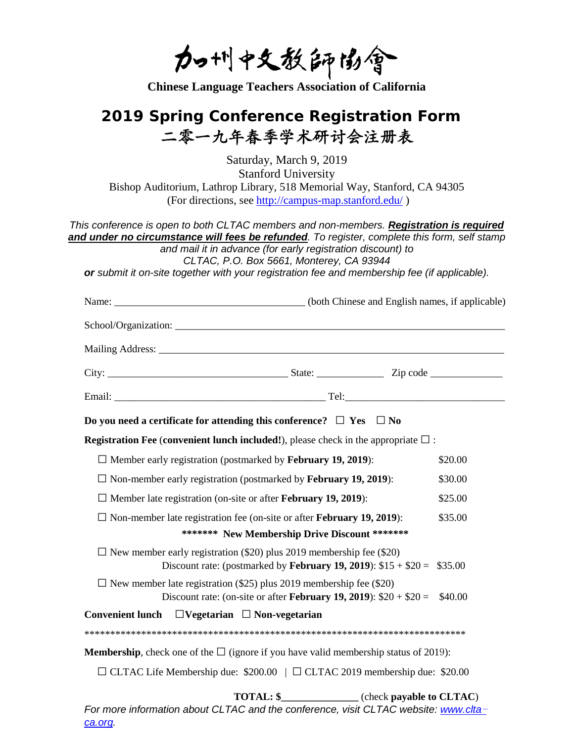# 加州中文教師協會

**Chinese Language Teachers Association of California**

## 2019 Spring Conference Registration Form

## 二零一九年春季学术研讨会注册表

Saturday, March 9, 2019
Stanford University
Bishop Auditorium, Lathrop Library, 518 Memorial Way, Stanford, CA 94305
(For directions, see http://campus-map.stanford.edu/ )

*This conference is open to both CLTAC members and non-members.* ***Registration is required and under no circumstance will fees be refunded****. To register, complete this form, self stamp and mail it in advance (for early registration discount) to CLTAC, P.O. Box 5661, Monterey, CA 93944* ***or*** *submit it on-site together with your registration fee and membership fee (if applicable).*

Name: ____________________________________ (both Chinese and English names, if applicable)

School/Organization: ________________________________________________________________

Mailing Address: ___________________________________________________________________

City: __________________________________ State: _____________ Zip code ______________

Email: ________________________________________ Tel:______________________________

**Do you need a certificate for attending this conference?** ☐ **Yes** ☐ **No**

**Registration Fee** (**convenient lunch included!**), please check in the appropriate ☐ :

| | |
|---|---|
| ☐ Member early registration (postmarked by **February 19, 2019**): | $20.00 |
| ☐ Non-member early registration (postmarked by **February 19, 2019**): | $30.00 |
| ☐ Member late registration (on-site or after **February 19, 2019**): | $25.00 |
| ☐ Non-member late registration fee (on-site or after **February 19, 2019**): | $35.00 |

**\*\*\*\*\*\*\* New Membership Drive Discount \*\*\*\*\*\*\***

| | |
|---|---|
| ☐ New member early registration ($20) plus 2019 membership fee ($20) Discount rate: (postmarked by **February 19, 2019**): $15 + $20 = | $35.00 |
| ☐ New member late registration ($25) plus 2019 membership fee ($20) Discount rate: (on-site or after **February 19, 2019**): $20 + $20 = | $40.00 |

**Convenient lunch** ☐**Vegetarian** ☐ **Non-vegetarian**

\*\*\*\*\*\*\*\*\*\*\*\*\*\*\*\*\*\*\*\*\*\*\*\*\*\*\*\*\*\*\*\*\*\*\*\*\*\*\*\*\*\*\*\*\*\*\*\*\*\*\*\*\*\*\*\*\*\*\*\*\*\*\*\*\*\*\*\*\*\*\*\*\*\*\*\*

**Membership**, check one of the ☐ (ignore if you have valid membership status of 2019):

☐ CLTAC Life Membership due: $200.00 | ☐ CLTAC 2019 membership due: $20.00

**TOTAL: $\_\_\_\_\_\_\_\_\_\_\_\_\_\_** (check **payable to CLTAC**)

*For more information about CLTAC and the conference, visit CLTAC website: www.clta-ca.org.*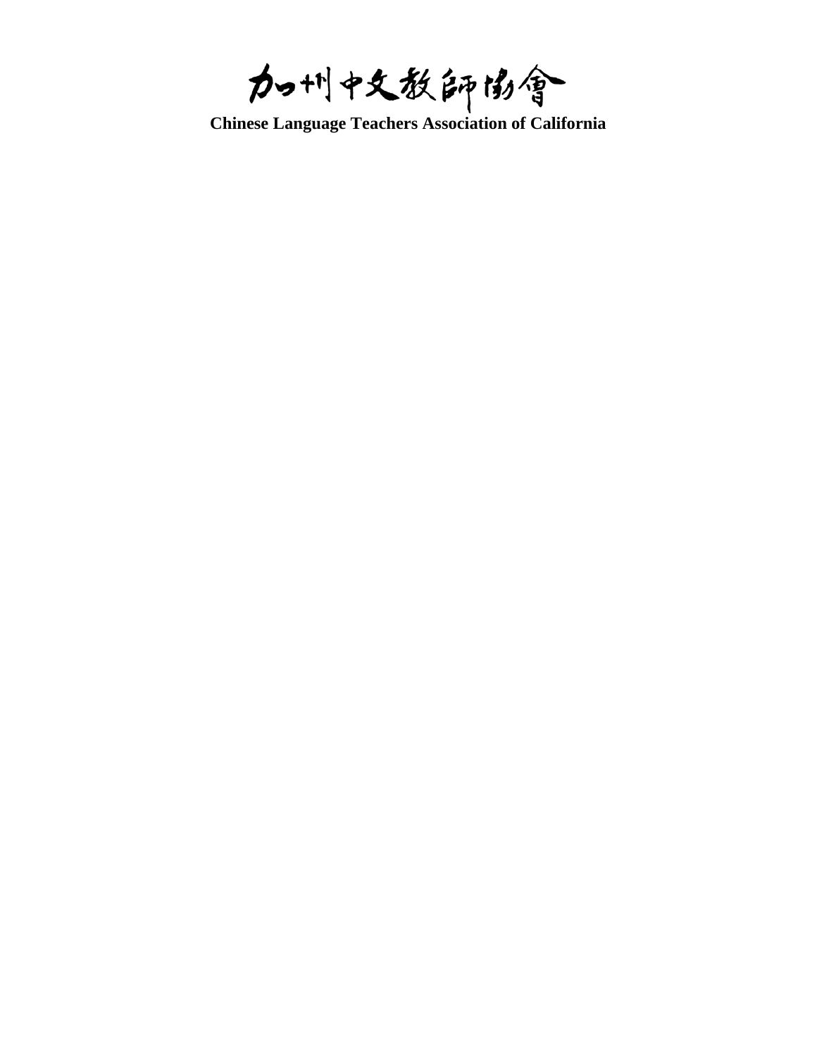加州中文教師協會

**Chinese Language Teachers Association of California**